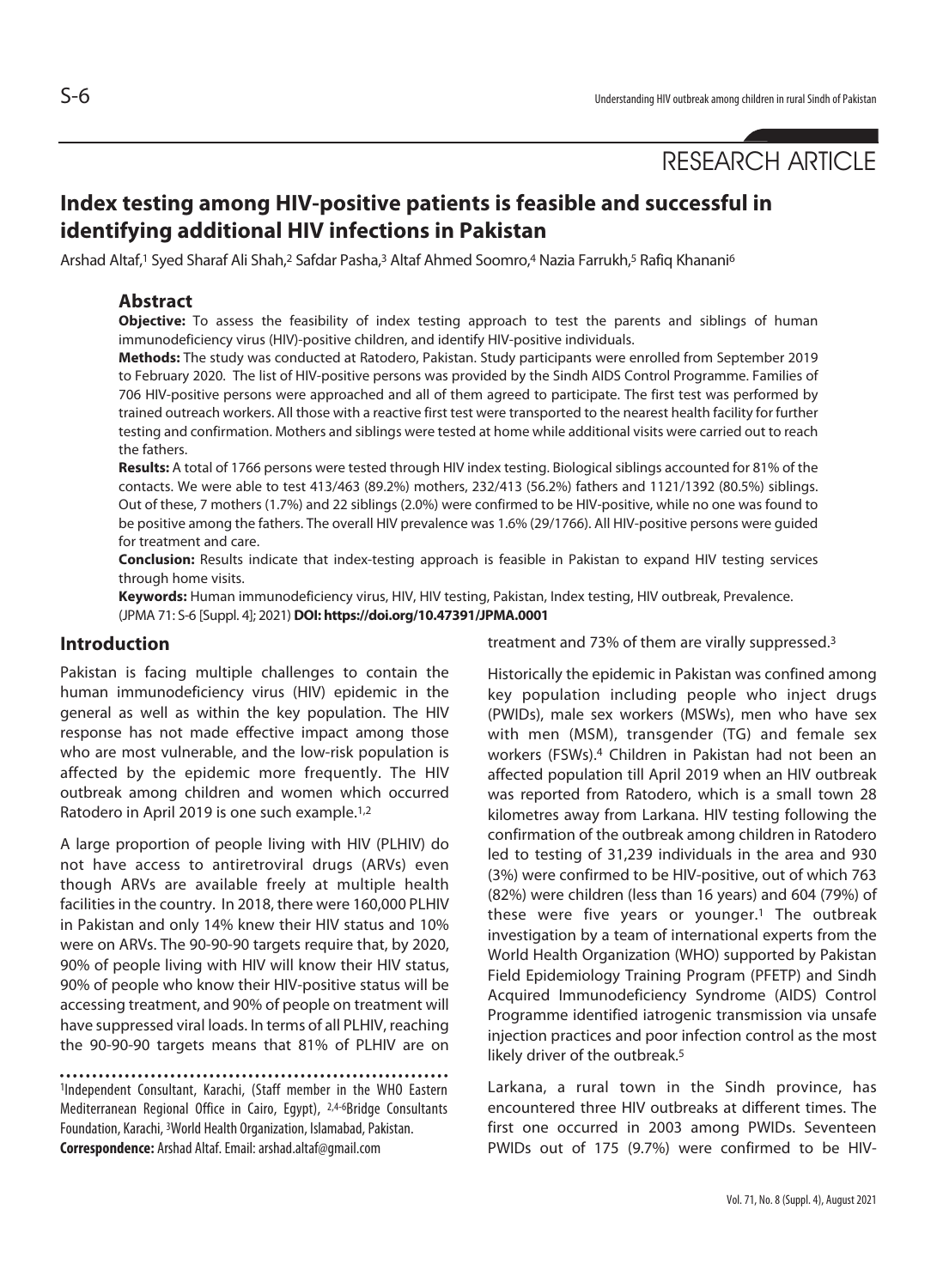RESEARCH ARTICLE

# Index testing among HIV-positive patients is feasible and successful in identifying additional HIV infections in Pakistan

Arshad Altaf,[1] Syed Sharaf Ali Shah,[2] Safdar Pasha,[3] Altaf Ahmed Soomro,[4] Nazia Farrukh,[5] Rafiq Khanani[6]

## Abstract

**Objective:** To assess the feasibility of index testing approach to test the parents and siblings of human immunodeficiency virus (HIV)-positive children, and identify HIV-positive individuals.

**Methods:** The study was conducted at Ratodero, Pakistan. Study participants were enrolled from September 2019 to February 2020. The list of HIV-positive persons was provided by the Sindh AIDS Control Programme. Families of 706 HIV-positive persons were approached and all of them agreed to participate. The first test was performed by trained outreach workers. All those with a reactive first test were transported to the nearest health facility for further testing and confirmation. Mothers and siblings were tested at home while additional visits were carried out to reach the fathers.

**Results:** A total of 1766 persons were tested through HIV index testing. Biological siblings accounted for 81% of the contacts. We were able to test 413/463 (89.2%) mothers, 232/413 (56.2%) fathers and 1121/1392 (80.5%) siblings. Out of these, 7 mothers (1.7%) and 22 siblings (2.0%) were confirmed to be HIV-positive, while no one was found to be positive among the fathers. The overall HIV prevalence was 1.6% (29/1766). All HIV-positive persons were guided for treatment and care.

**Conclusion:** Results indicate that index-testing approach is feasible in Pakistan to expand HIV testing services through home visits.

**Keywords:** Human immunodeficiency virus, HIV, HIV testing, Pakistan, Index testing, HIV outbreak, Prevalence.

(JPMA 71: S-6 [Suppl. 4]; 2021) **DOI: https://doi.org/10.47391/JPMA.0001**

## Introduction

Pakistan is facing multiple challenges to contain the human immunodeficiency virus (HIV) epidemic in the general as well as within the key population. The HIV response has not made effective impact among those who are most vulnerable, and the low-risk population is affected by the epidemic more frequently. The HIV outbreak among children and women which occurred Ratodero in April 2019 is one such example.[1,2]

A large proportion of people living with HIV (PLHIV) do not have access to antiretroviral drugs (ARVs) even though ARVs are available freely at multiple health facilities in the country. In 2018, there were 160,000 PLHIV in Pakistan and only 14% knew their HIV status and 10% were on ARVs. The 90-90-90 targets require that, by 2020, 90% of people living with HIV will know their HIV status, 90% of people who know their HIV-positive status will be accessing treatment, and 90% of people on treatment will have suppressed viral loads. In terms of all PLHIV, reaching the 90-90-90 targets means that 81% of PLHIV are on treatment and 73% of them are virally suppressed.[3]

Historically the epidemic in Pakistan was confined among key population including people who inject drugs (PWIDs), male sex workers (MSWs), men who have sex with men (MSM), transgender (TG) and female sex workers (FSWs).[4] Children in Pakistan had not been an affected population till April 2019 when an HIV outbreak was reported from Ratodero, which is a small town 28 kilometres away from Larkana. HIV testing following the confirmation of the outbreak among children in Ratodero led to testing of 31,239 individuals in the area and 930 (3%) were confirmed to be HIV-positive, out of which 763 (82%) were children (less than 16 years) and 604 (79%) of these were five years or younger.[1] The outbreak investigation by a team of international experts from the World Health Organization (WHO) supported by Pakistan Field Epidemiology Training Program (PFETP) and Sindh Acquired Immunodeficiency Syndrome (AIDS) Control Programme identified iatrogenic transmission via unsafe injection practices and poor infection control as the most likely driver of the outbreak.[5]

Larkana, a rural town in the Sindh province, has encountered three HIV outbreaks at different times. The first one occurred in 2003 among PWIDs. Seventeen PWIDs out of 175 (9.7%) were confirmed to be HIV-

[1]Independent Consultant, Karachi, (Staff member in the WHO Eastern Mediterranean Regional Office in Cairo, Egypt), [2,4-6]Bridge Consultants Foundation, Karachi, [3]World Health Organization, Islamabad, Pakistan.

**Correspondence:** Arshad Altaf. Email: arshad.altaf@gmail.com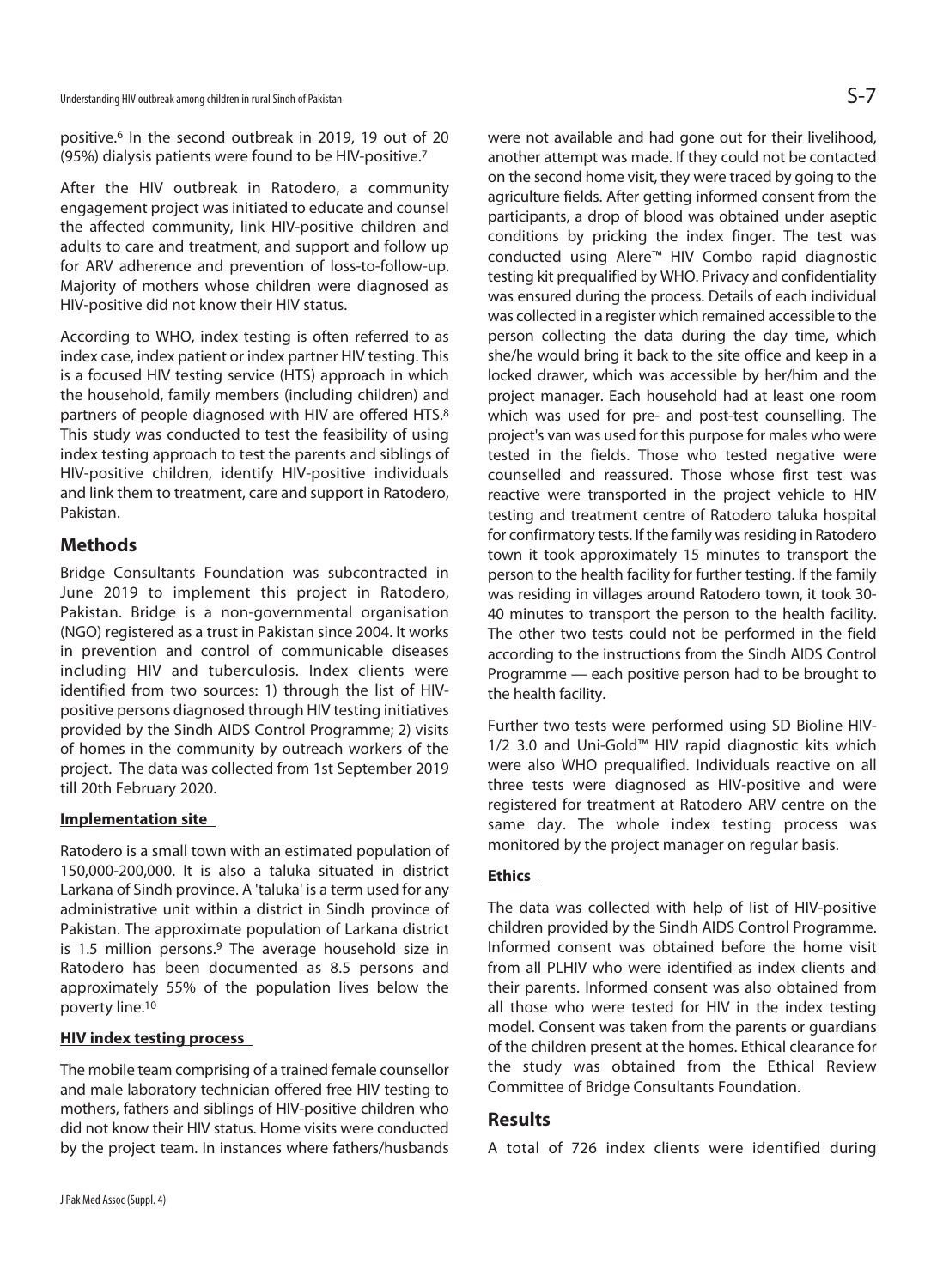positive.[6] In the second outbreak in 2019, 19 out of 20 (95%) dialysis patients were found to be HIV-positive.[7]

After the HIV outbreak in Ratodero, a community engagement project was initiated to educate and counsel the affected community, link HIV-positive children and adults to care and treatment, and support and follow up for ARV adherence and prevention of loss-to-follow-up. Majority of mothers whose children were diagnosed as HIV-positive did not know their HIV status.

According to WHO, index testing is often referred to as index case, index patient or index partner HIV testing. This is a focused HIV testing service (HTS) approach in which the household, family members (including children) and partners of people diagnosed with HIV are offered HTS.[8] This study was conducted to test the feasibility of using index testing approach to test the parents and siblings of HIV-positive children, identify HIV-positive individuals and link them to treatment, care and support in Ratodero, Pakistan.

## Methods

Bridge Consultants Foundation was subcontracted in June 2019 to implement this project in Ratodero, Pakistan. Bridge is a non-governmental organisation (NGO) registered as a trust in Pakistan since 2004. It works in prevention and control of communicable diseases including HIV and tuberculosis. Index clients were identified from two sources: 1) through the list of HIV-positive persons diagnosed through HIV testing initiatives provided by the Sindh AIDS Control Programme; 2) visits of homes in the community by outreach workers of the project. The data was collected from 1st September 2019 till 20th February 2020.

### Implementation site

Ratodero is a small town with an estimated population of 150,000-200,000. It is also a taluka situated in district Larkana of Sindh province. A 'taluka' is a term used for any administrative unit within a district in Sindh province of Pakistan. The approximate population of Larkana district is 1.5 million persons.[9] The average household size in Ratodero has been documented as 8.5 persons and approximately 55% of the population lives below the poverty line.[10]

### HIV index testing process

The mobile team comprising of a trained female counsellor and male laboratory technician offered free HIV testing to mothers, fathers and siblings of HIV-positive children who did not know their HIV status. Home visits were conducted by the project team. In instances where fathers/husbands were not available and had gone out for their livelihood, another attempt was made. If they could not be contacted on the second home visit, they were traced by going to the agriculture fields. After getting informed consent from the participants, a drop of blood was obtained under aseptic conditions by pricking the index finger. The test was conducted using Alere™ HIV Combo rapid diagnostic testing kit prequalified by WHO. Privacy and confidentiality was ensured during the process. Details of each individual was collected in a register which remained accessible to the person collecting the data during the day time, which she/he would bring it back to the site office and keep in a locked drawer, which was accessible by her/him and the project manager. Each household had at least one room which was used for pre- and post-test counselling. The project's van was used for this purpose for males who were tested in the fields. Those who tested negative were counselled and reassured. Those whose first test was reactive were transported in the project vehicle to HIV testing and treatment centre of Ratodero taluka hospital for confirmatory tests. If the family was residing in Ratodero town it took approximately 15 minutes to transport the person to the health facility for further testing. If the family was residing in villages around Ratodero town, it took 30-40 minutes to transport the person to the health facility. The other two tests could not be performed in the field according to the instructions from the Sindh AIDS Control Programme — each positive person had to be brought to the health facility.

Further two tests were performed using SD Bioline HIV-1/2 3.0 and Uni-Gold™ HIV rapid diagnostic kits which were also WHO prequalified. Individuals reactive on all three tests were diagnosed as HIV-positive and were registered for treatment at Ratodero ARV centre on the same day. The whole index testing process was monitored by the project manager on regular basis.

### Ethics

The data was collected with help of list of HIV-positive children provided by the Sindh AIDS Control Programme. Informed consent was obtained before the home visit from all PLHIV who were identified as index clients and their parents. Informed consent was also obtained from all those who were tested for HIV in the index testing model. Consent was taken from the parents or guardians of the children present at the homes. Ethical clearance for the study was obtained from the Ethical Review Committee of Bridge Consultants Foundation.

## Results

A total of 726 index clients were identified during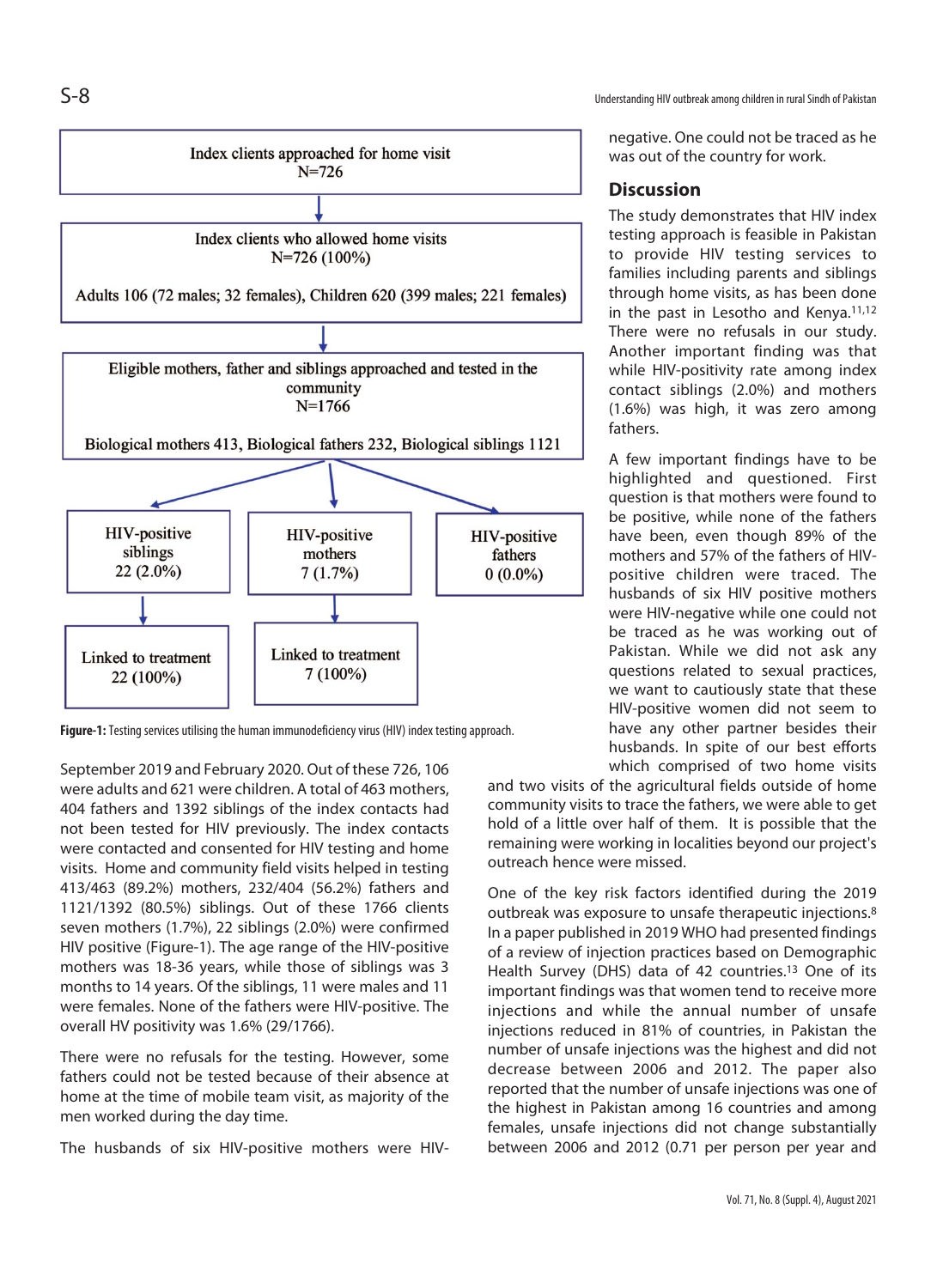Index clients approached for home visit
N=726

Index clients who allowed home visits
N=726 (100%)

Adults 106 (72 males; 32 females), Children 620 (399 males; 221 females)

Eligible mothers, father and siblings approached and tested in the community
N=1766

Biological mothers 413, Biological fathers 232, Biological siblings 1121

HIV-positive siblings 22 (2.0%) → Linked to treatment 22 (100%)

HIV-positive mothers 7 (1.7%) → Linked to treatment 7 (100%)

HIV-positive fathers 0 (0.0%)

**Figure-1:** Testing services utilising the human immunodeficiency virus (HIV) index testing approach.

September 2019 and February 2020. Out of these 726, 106 were adults and 621 were children. A total of 463 mothers, 404 fathers and 1392 siblings of the index contacts had not been tested for HIV previously. The index contacts were contacted and consented for HIV testing and home visits. Home and community field visits helped in testing 413/463 (89.2%) mothers, 232/404 (56.2%) fathers and 1121/1392 (80.5%) siblings. Out of these 1766 clients seven mothers (1.7%), 22 siblings (2.0%) were confirmed HIV positive (Figure-1). The age range of the HIV-positive mothers was 18-36 years, while those of siblings was 3 months to 14 years. Of the siblings, 11 were males and 11 were females. None of the fathers were HIV-positive. The overall HV positivity was 1.6% (29/1766).

There were no refusals for the testing. However, some fathers could not be tested because of their absence at home at the time of mobile team visit, as majority of the men worked during the day time.

The husbands of six HIV-positive mothers were HIV-negative. One could not be traced as he was out of the country for work.

## Discussion

The study demonstrates that HIV index testing approach is feasible in Pakistan to provide HIV testing services to families including parents and siblings through home visits, as has been done in the past in Lesotho and Kenya.[11,12] There were no refusals in our study. Another important finding was that while HIV-positivity rate among index contact siblings (2.0%) and mothers (1.6%) was high, it was zero among fathers.

A few important findings have to be highlighted and questioned. First question is that mothers were found to be positive, while none of the fathers have been, even though 89% of the mothers and 57% of the fathers of HIV-positive children were traced. The husbands of six HIV positive mothers were HIV-negative while one could not be traced as he was working out of Pakistan. While we did not ask any questions related to sexual practices, we want to cautiously state that these HIV-positive women did not seem to have any other partner besides their husbands. In spite of our best efforts which comprised of two home visits and two visits of the agricultural fields outside of home community visits to trace the fathers, we were able to get hold of a little over half of them. It is possible that the remaining were working in localities beyond our project's outreach hence were missed.

One of the key risk factors identified during the 2019 outbreak was exposure to unsafe therapeutic injections.[8] In a paper published in 2019 WHO had presented findings of a review of injection practices based on Demographic Health Survey (DHS) data of 42 countries.[13] One of its important findings was that women tend to receive more injections and while the annual number of unsafe injections reduced in 81% of countries, in Pakistan the number of unsafe injections was the highest and did not decrease between 2006 and 2012. The paper also reported that the number of unsafe injections was one of the highest in Pakistan among 16 countries and among females, unsafe injections did not change substantially between 2006 and 2012 (0.71 per person per year and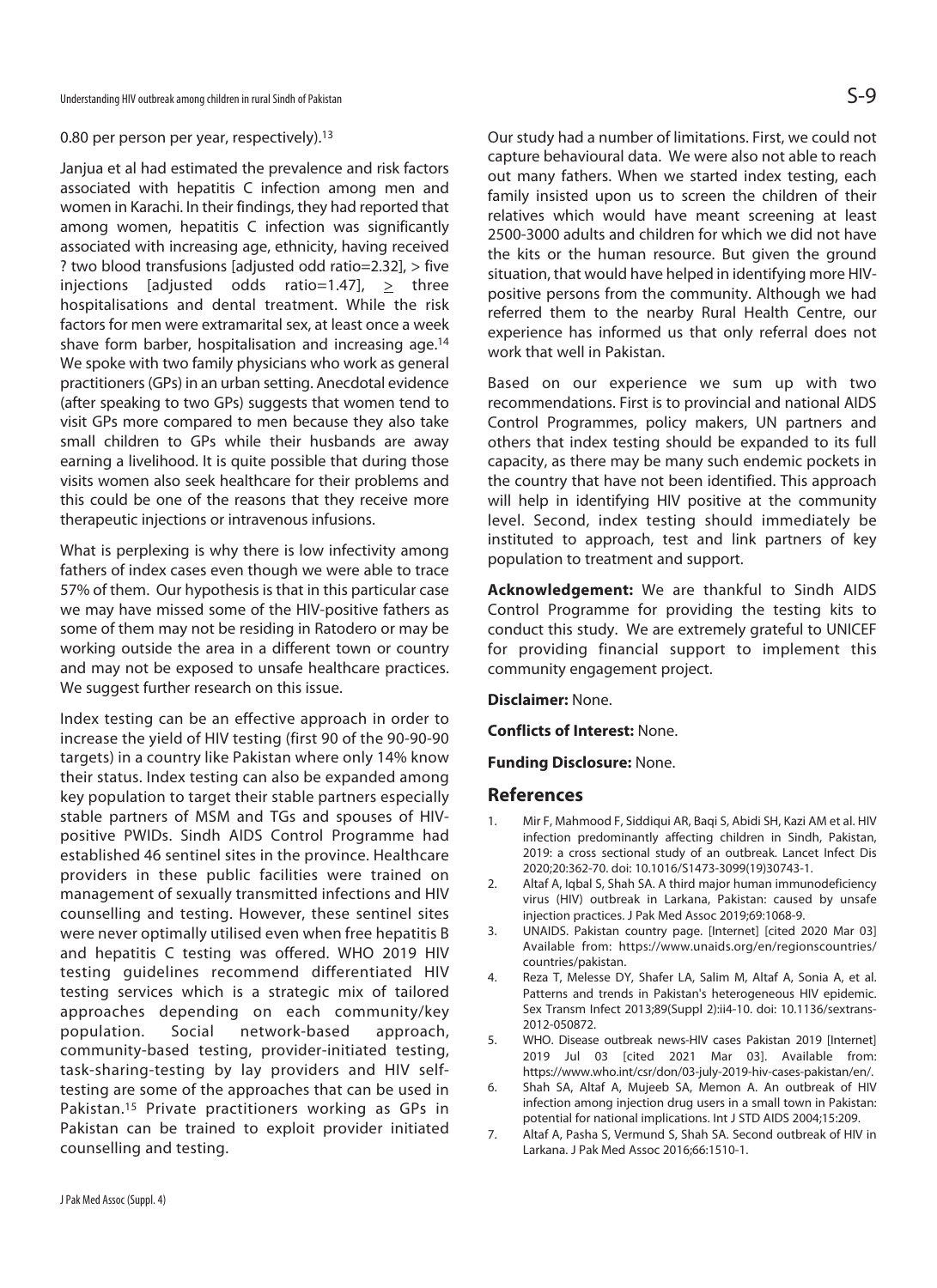0.80 per person per year, respectively).[13]

Janjua et al had estimated the prevalence and risk factors associated with hepatitis C infection among men and women in Karachi. In their findings, they had reported that among women, hepatitis C infection was significantly associated with increasing age, ethnicity, having received ? two blood transfusions [adjusted odd ratio=2.32], > five injections [adjusted odds ratio=1.47], $\geq$ three hospitalisations and dental treatment. While the risk factors for men were extramarital sex, at least once a week shave form barber, hospitalisation and increasing age.[14] We spoke with two family physicians who work as general practitioners (GPs) in an urban setting. Anecdotal evidence (after speaking to two GPs) suggests that women tend to visit GPs more compared to men because they also take small children to GPs while their husbands are away earning a livelihood. It is quite possible that during those visits women also seek healthcare for their problems and this could be one of the reasons that they receive more therapeutic injections or intravenous infusions.

What is perplexing is why there is low infectivity among fathers of index cases even though we were able to trace 57% of them. Our hypothesis is that in this particular case we may have missed some of the HIV-positive fathers as some of them may not be residing in Ratodero or may be working outside the area in a different town or country and may not be exposed to unsafe healthcare practices. We suggest further research on this issue.

Index testing can be an effective approach in order to increase the yield of HIV testing (first 90 of the 90-90-90 targets) in a country like Pakistan where only 14% know their status. Index testing can also be expanded among key population to target their stable partners especially stable partners of MSM and TGs and spouses of HIV-positive PWIDs. Sindh AIDS Control Programme had established 46 sentinel sites in the province. Healthcare providers in these public facilities were trained on management of sexually transmitted infections and HIV counselling and testing. However, these sentinel sites were never optimally utilised even when free hepatitis B and hepatitis C testing was offered. WHO 2019 HIV testing guidelines recommend differentiated HIV testing services which is a strategic mix of tailored approaches depending on each community/key population. Social network-based approach, community-based testing, provider-initiated testing, task-sharing-testing by lay providers and HIV self-testing are some of the approaches that can be used in Pakistan.[15] Private practitioners working as GPs in Pakistan can be trained to exploit provider initiated counselling and testing.

Our study had a number of limitations. First, we could not capture behavioural data. We were also not able to reach out many fathers. When we started index testing, each family insisted upon us to screen the children of their relatives which would have meant screening at least 2500-3000 adults and children for which we did not have the kits or the human resource. But given the ground situation, that would have helped in identifying more HIV-positive persons from the community. Although we had referred them to the nearby Rural Health Centre, our experience has informed us that only referral does not work that well in Pakistan.

Based on our experience we sum up with two recommendations. First is to provincial and national AIDS Control Programmes, policy makers, UN partners and others that index testing should be expanded to its full capacity, as there may be many such endemic pockets in the country that have not been identified. This approach will help in identifying HIV positive at the community level. Second, index testing should immediately be instituted to approach, test and link partners of key population to treatment and support.

**Acknowledgement:** We are thankful to Sindh AIDS Control Programme for providing the testing kits to conduct this study. We are extremely grateful to UNICEF for providing financial support to implement this community engagement project.

**Disclaimer:** None.

**Conflicts of Interest:** None.

**Funding Disclosure:** None.

## References

1. Mir F, Mahmood F, Siddiqui AR, Baqi S, Abidi SH, Kazi AM et al. HIV infection predominantly affecting children in Sindh, Pakistan, 2019: a cross sectional study of an outbreak. Lancet Infect Dis 2020;20:362-70. doi: 10.1016/S1473-3099(19)30743-1.
2. Altaf A, Iqbal S, Shah SA. A third major human immunodeficiency virus (HIV) outbreak in Larkana, Pakistan: caused by unsafe injection practices. J Pak Med Assoc 2019;69:1068-9.
3. UNAIDS. Pakistan country page. [Internet] [cited 2020 Mar 03] Available from: https://www.unaids.org/en/regionscountries/countries/pakistan.
4. Reza T, Melesse DY, Shafer LA, Salim M, Altaf A, Sonia A, et al. Patterns and trends in Pakistan's heterogeneous HIV epidemic. Sex Transm Infect 2013;89(Suppl 2):ii4-10. doi: 10.1136/sextrans-2012-050872.
5. WHO. Disease outbreak news-HIV cases Pakistan 2019 [Internet] 2019 Jul 03 [cited 2021 Mar 03]. Available from: https://www.who.int/csr/don/03-july-2019-hiv-cases-pakistan/en/.
6. Shah SA, Altaf A, Mujeeb SA, Memon A. An outbreak of HIV infection among injection drug users in a small town in Pakistan: potential for national implications. Int J STD AIDS 2004;15:209.
7. Altaf A, Pasha S, Vermund S, Shah SA. Second outbreak of HIV in Larkana. J Pak Med Assoc 2016;66:1510-1.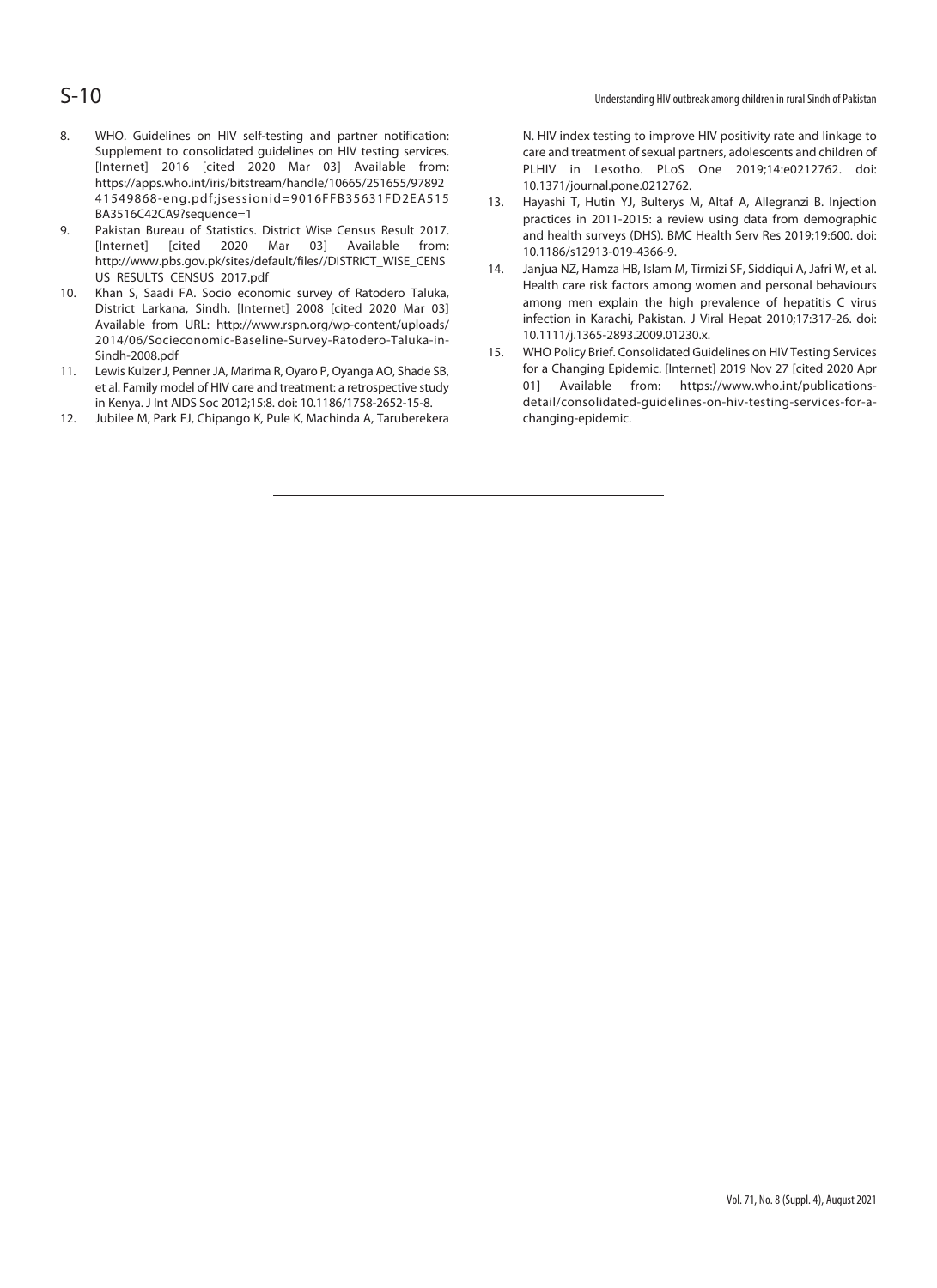8. WHO. Guidelines on HIV self-testing and partner notification: Supplement to consolidated guidelines on HIV testing services. [Internet] 2016 [cited 2020 Mar 03] Available from: https://apps.who.int/iris/bitstream/handle/10665/251655/9789241549868-eng.pdf;jsessionid=9016FFB35631FD2EA515BA3516C42CA9?sequence=1
9. Pakistan Bureau of Statistics. District Wise Census Result 2017. [Internet] [cited 2020 Mar 03] Available from: http://www.pbs.gov.pk/sites/default/files//DISTRICT_WISE_CENSUS_RESULTS_CENSUS_2017.pdf
10. Khan S, Saadi FA. Socio economic survey of Ratodero Taluka, District Larkana, Sindh. [Internet] 2008 [cited 2020 Mar 03] Available from URL: http://www.rspn.org/wp-content/uploads/2014/06/Socieconomic-Baseline-Survey-Ratodero-Taluka-in-Sindh-2008.pdf
11. Lewis Kulzer J, Penner JA, Marima R, Oyaro P, Oyanga AO, Shade SB, et al. Family model of HIV care and treatment: a retrospective study in Kenya. J Int AIDS Soc 2012;15:8. doi: 10.1186/1758-2652-15-8.
12. Jubilee M, Park FJ, Chipango K, Pule K, Machinda A, Taruberekera N. HIV index testing to improve HIV positivity rate and linkage to care and treatment of sexual partners, adolescents and children of PLHIV in Lesotho. PLoS One 2019;14:e0212762. doi: 10.1371/journal.pone.0212762.
13. Hayashi T, Hutin YJ, Bulterys M, Altaf A, Allegranzi B. Injection practices in 2011-2015: a review using data from demographic and health surveys (DHS). BMC Health Serv Res 2019;19:600. doi: 10.1186/s12913-019-4366-9.
14. Janjua NZ, Hamza HB, Islam M, Tirmizi SF, Siddiqui A, Jafri W, et al. Health care risk factors among women and personal behaviours among men explain the high prevalence of hepatitis C virus infection in Karachi, Pakistan. J Viral Hepat 2010;17:317-26. doi: 10.1111/j.1365-2893.2009.01230.x.
15. WHO Policy Brief. Consolidated Guidelines on HIV Testing Services for a Changing Epidemic. [Internet] 2019 Nov 27 [cited 2020 Apr 01] Available from: https://www.who.int/publications-detail/consolidated-guidelines-on-hiv-testing-services-for-a-changing-epidemic.